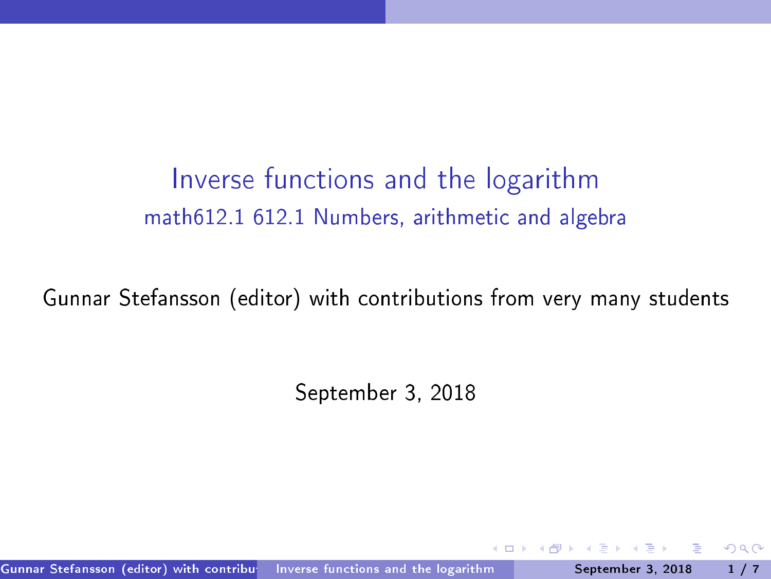# Inverse functions and the logarithm

## math612.1 612.1 Numbers, arithmetic and algebra

Gunnar Stefansson (editor) with contributions from very many students

September 3, 2018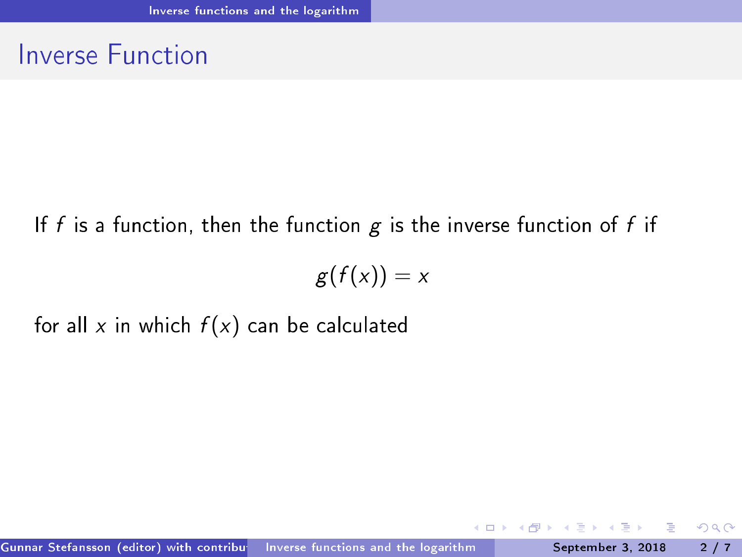## Inverse Function

If $f$ is a function, then the function $g$ is the inverse function of $f$ if

$$g(f(x)) = x$$

for all $x$ in which $f(x)$ can be calculated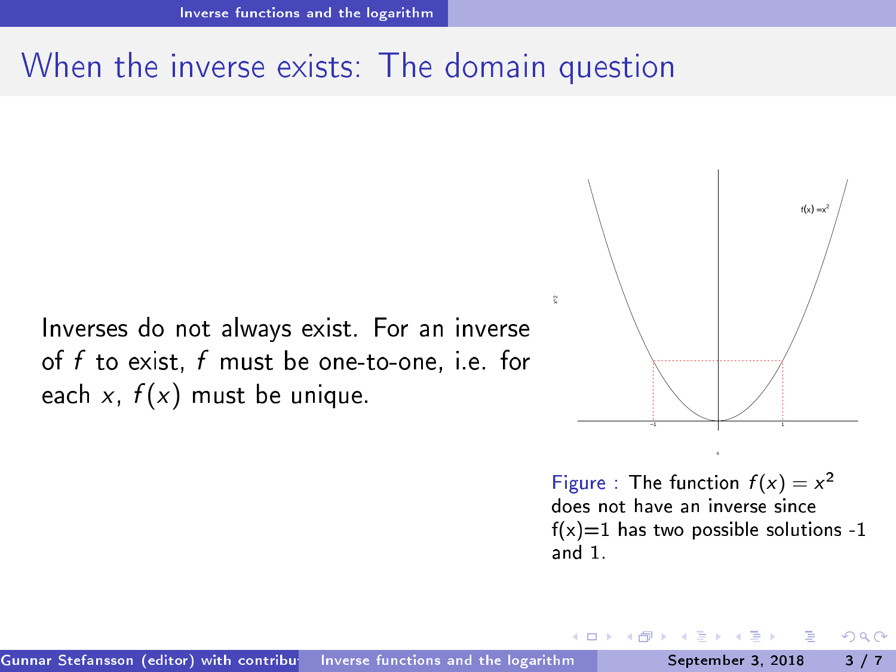# When the inverse exists: The domain question

Inverses do not always exist. For an inverse of $f$ to exist, $f$ must be one-to-one, i.e. for each $x$, $f(x)$ must be unique.

Figure : The function $f(x) = x^2$ does not have an inverse since f(x)=1 has two possible solutions -1 and 1.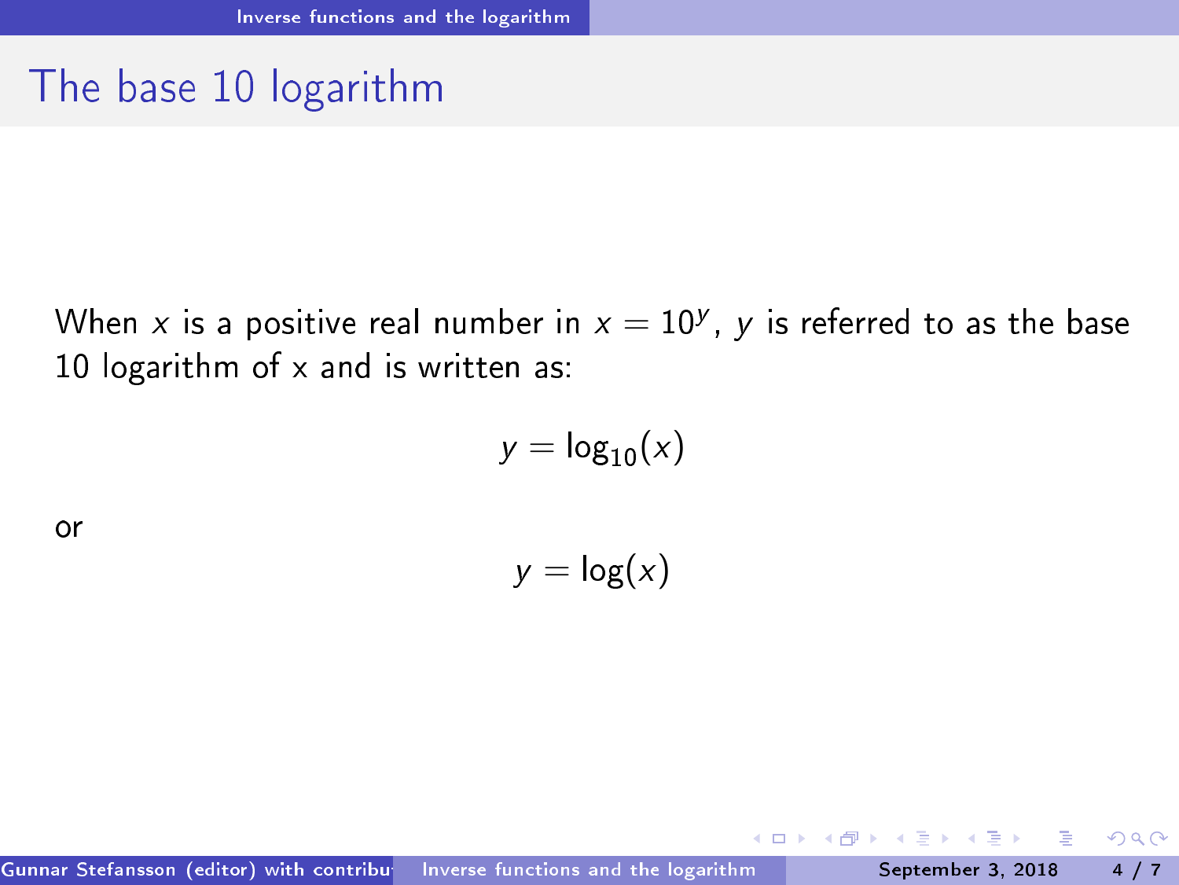# The base 10 logarithm

When $x$ is a positive real number in $x = 10^y$, $y$ is referred to as the base 10 logarithm of x and is written as:

$$y = \log_{10}(x)$$

or

$$y = \log(x)$$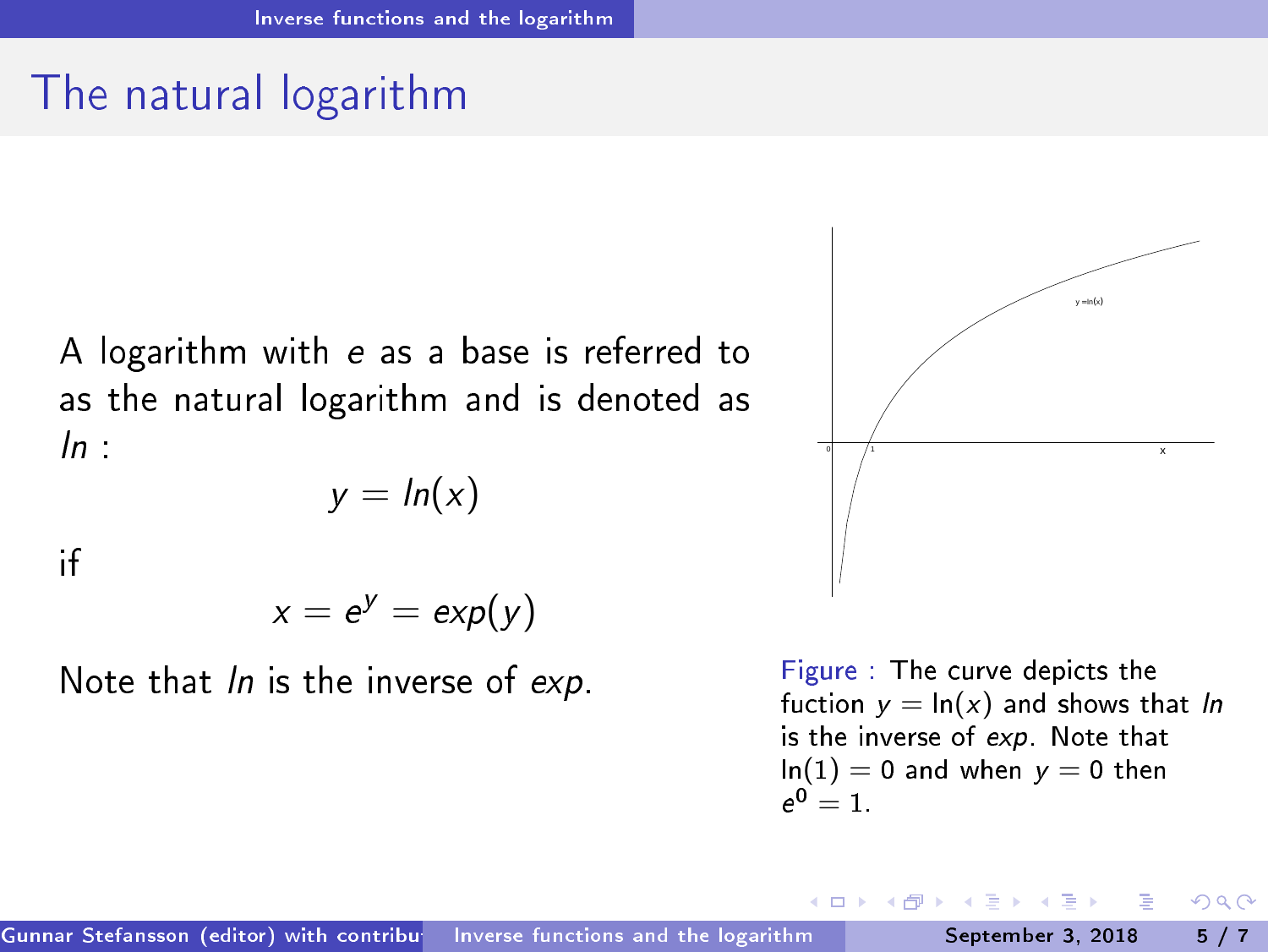# The natural logarithm

A logarithm with $e$ as a base is referred to as the natural logarithm and is denoted as $ln$ :

$$y = ln(x)$$

if

$$x = e^y = exp(y)$$

Note that $ln$ is the inverse of $exp$.

Figure : The curve depicts the fuction $y = \ln(x)$ and shows that $ln$ is the inverse of $exp$. Note that $\ln(1) = 0$ and when $y = 0$ then $e^0 = 1$.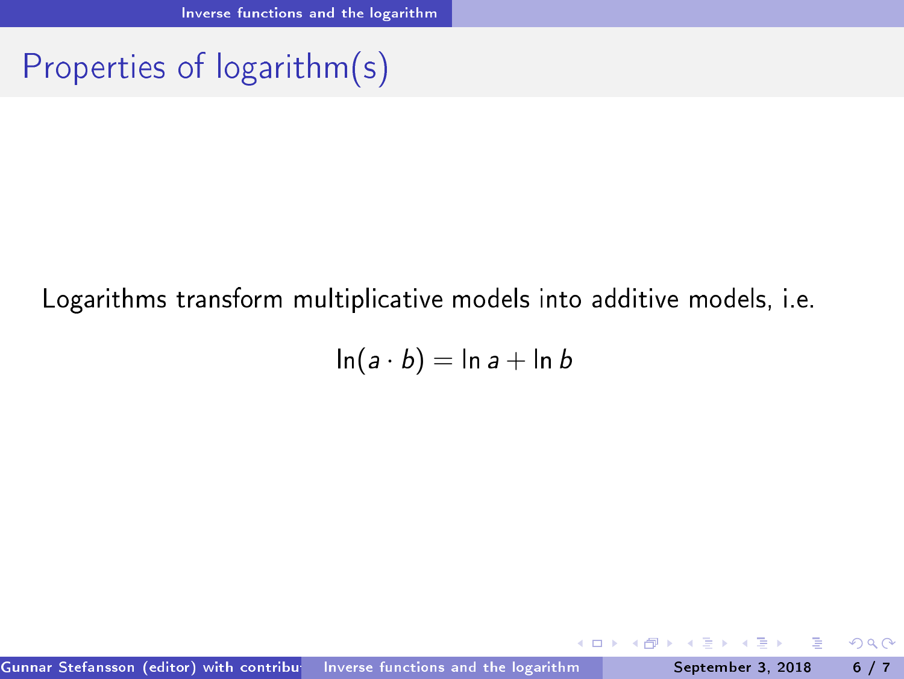# Properties of logarithm(s)

Logarithms transform multiplicative models into additive models, i.e.

$$\ln(a \cdot b) = \ln a + \ln b$$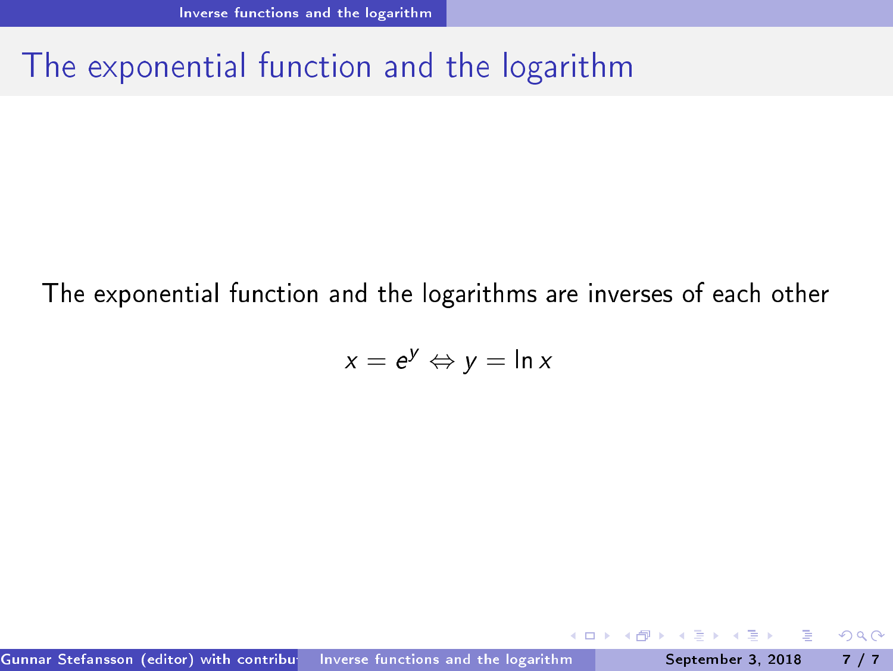# The exponential function and the logarithm

The exponential function and the logarithms are inverses of each other

$$x = e^y \Leftrightarrow y = \ln x$$